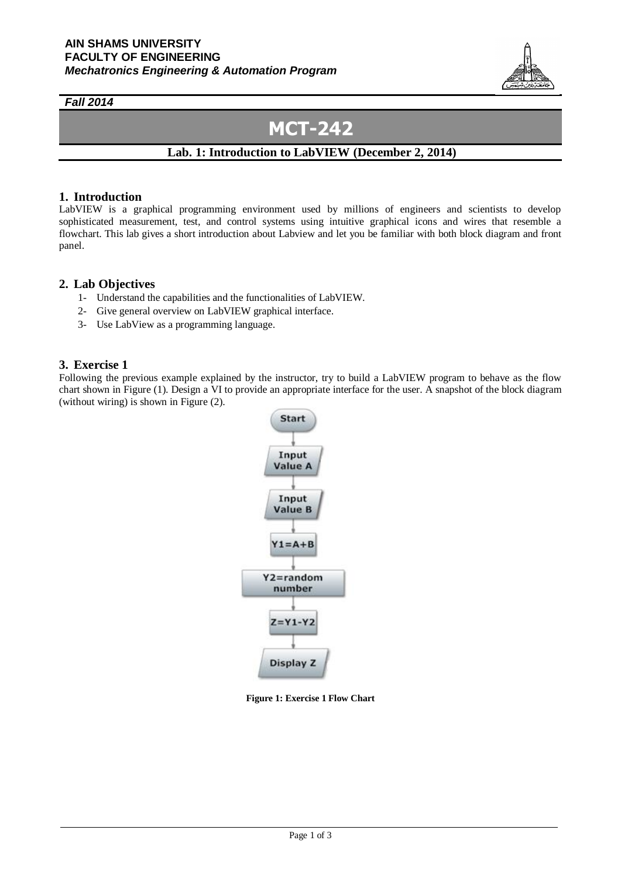**AIN SHAMS UNIVERSITY**
**FACULTY OF ENGINEERING**
***Mechatronics Engineering & Automation Program***

***Fall 2014***

# MCT-242

## Lab. 1: Introduction to LabVIEW (December 2, 2014)

## 1. Introduction

LabVIEW is a graphical programming environment used by millions of engineers and scientists to develop sophisticated measurement, test, and control systems using intuitive graphical icons and wires that resemble a flowchart. This lab gives a short introduction about Labview and let you be familiar with both block diagram and front panel.

## 2. Lab Objectives

1- Understand the capabilities and the functionalities of LabVIEW.
2- Give general overview on LabVIEW graphical interface.
3- Use LabView as a programming language.

## 3. Exercise 1

Following the previous example explained by the instructor, try to build a LabVIEW program to behave as the flow chart shown in Figure (1). Design a VI to provide an appropriate interface for the user. A snapshot of the block diagram (without wiring) is shown in Figure (2).

Start → Input Value A → Input Value B → Y1=A+B → Y2=random number → Z=Y1-Y2 → Display Z

**Figure 1: Exercise 1 Flow Chart**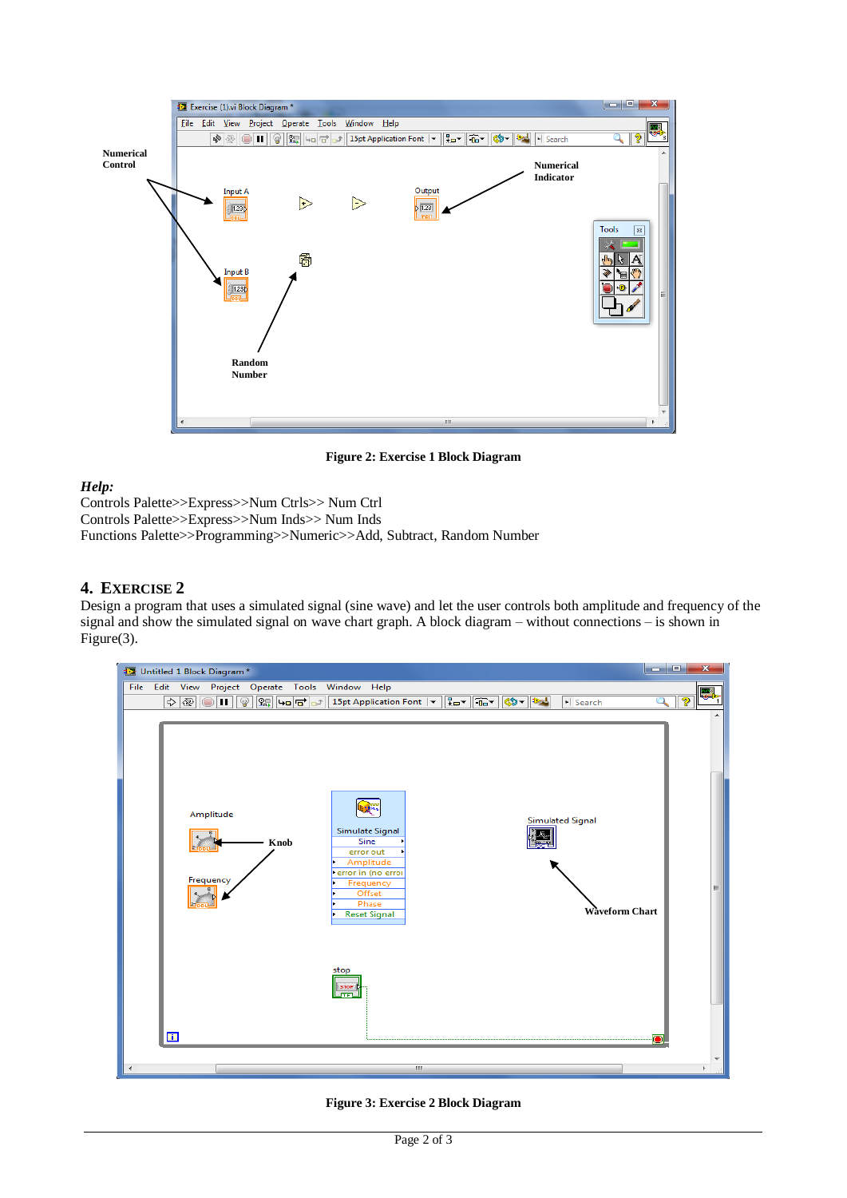Figure 2: Exercise 1 Block Diagram

***Help:***
Controls Palette>>Express>>Num Ctrls>> Num Ctrl
Controls Palette>>Express>>Num Inds>> Num Inds
Functions Palette>>Programming>>Numeric>>Add, Subtract, Random Number

## 4. Exercise 2

Design a program that uses a simulated signal (sine wave) and let the user controls both amplitude and frequency of the signal and show the simulated signal on wave chart graph. A block diagram – without connections – is shown in Figure(3).

Figure 3: Exercise 2 Block Diagram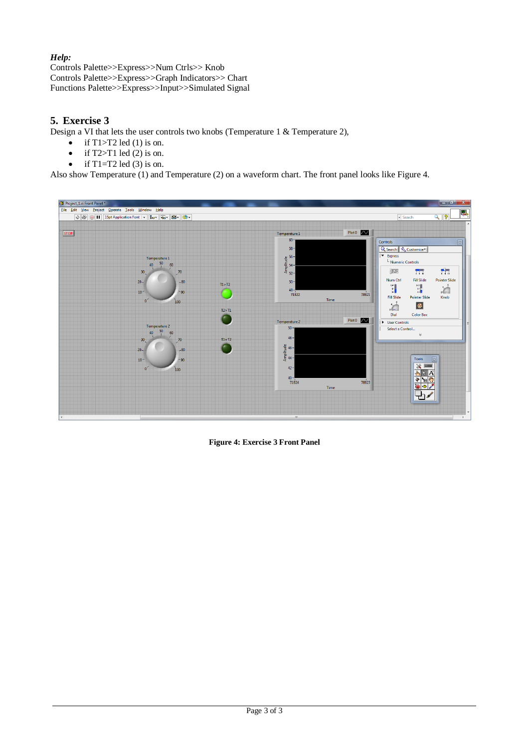***Help:***
Controls Palette>>Express>>Num Ctrls>> Knob
Controls Palette>>Express>>Graph Indicators>> Chart
Functions Palette>>Express>>Input>>Simulated Signal

## 5. Exercise 3

Design a VI that lets the user controls two knobs (Temperature 1 & Temperature 2),

- if T1>T2 led (1) is on.
- if T2>T1 led (2) is on.
- if T1=T2 led (3) is on.

Also show Temperature (1) and Temperature (2) on a waveform chart. The front panel looks like Figure 4.

**Figure 4: Exercise 3 Front Panel**